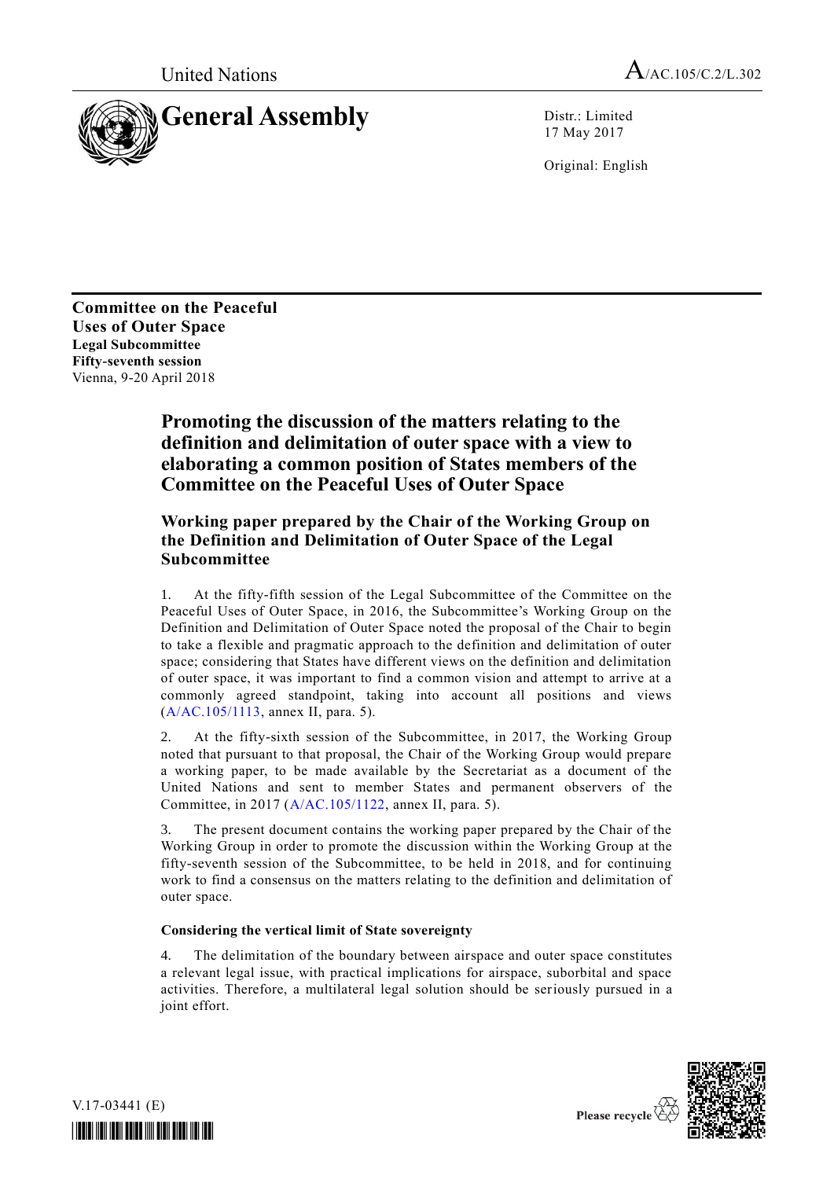United Nations

# General Assembly

A/AC.105/C.2/L.302

Distr.: Limited
17 May 2017

Original: English

**Committee on the Peaceful Uses of Outer Space**
**Legal Subcommittee**
**Fifty-seventh session**
Vienna, 9-20 April 2018

## Promoting the discussion of the matters relating to the definition and delimitation of outer space with a view to elaborating a common position of States members of the Committee on the Peaceful Uses of Outer Space

### Working paper prepared by the Chair of the Working Group on the Definition and Delimitation of Outer Space of the Legal Subcommittee

1. At the fifty-fifth session of the Legal Subcommittee of the Committee on the Peaceful Uses of Outer Space, in 2016, the Subcommittee's Working Group on the Definition and Delimitation of Outer Space noted the proposal of the Chair to begin to take a flexible and pragmatic approach to the definition and delimitation of outer space; considering that States have different views on the definition and delimitation of outer space, it was important to find a common vision and attempt to arrive at a commonly agreed standpoint, taking into account all positions and views (A/AC.105/1113, annex II, para. 5).

2. At the fifty-sixth session of the Subcommittee, in 2017, the Working Group noted that pursuant to that proposal, the Chair of the Working Group would prepare a working paper, to be made available by the Secretariat as a document of the United Nations and sent to member States and permanent observers of the Committee, in 2017 (A/AC.105/1122, annex II, para. 5).

3. The present document contains the working paper prepared by the Chair of the Working Group in order to promote the discussion within the Working Group at the fifty-seventh session of the Subcommittee, to be held in 2018, and for continuing work to find a consensus on the matters relating to the definition and delimitation of outer space.

**Considering the vertical limit of State sovereignty**

4. The delimitation of the boundary between airspace and outer space constitutes a relevant legal issue, with practical implications for airspace, suborbital and space activities. Therefore, a multilateral legal solution should be seriously pursued in a joint effort.

V.17-03441 (E)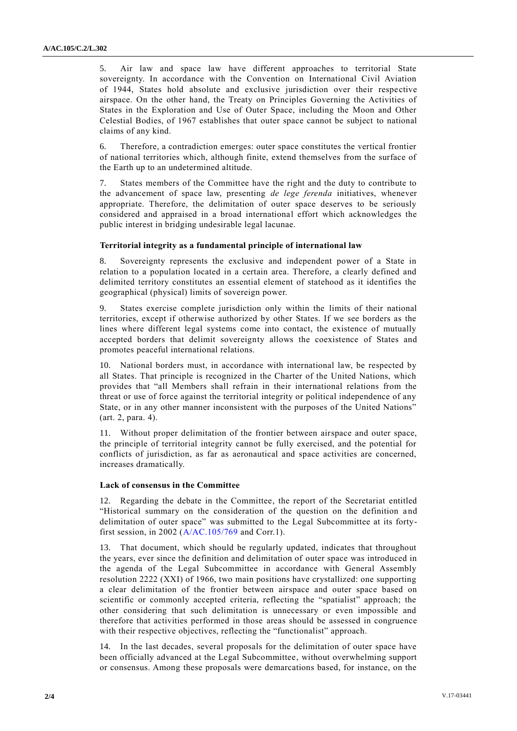5. Air law and space law have different approaches to territorial State sovereignty. In accordance with the Convention on International Civil Aviation of 1944, States hold absolute and exclusive jurisdiction over their respective airspace. On the other hand, the Treaty on Principles Governing the Activities of States in the Exploration and Use of Outer Space, including the Moon and Other Celestial Bodies, of 1967 establishes that outer space cannot be subject to national claims of any kind.

6. Therefore, a contradiction emerges: outer space constitutes the vertical frontier of national territories which, although finite, extend themselves from the surface of the Earth up to an undetermined altitude.

7. States members of the Committee have the right and the duty to contribute to the advancement of space law, presenting *de lege ferenda* initiatives, whenever appropriate. Therefore, the delimitation of outer space deserves to be seriously considered and appraised in a broad international effort which acknowledges the public interest in bridging undesirable legal lacunae.

### Territorial integrity as a fundamental principle of international law

8. Sovereignty represents the exclusive and independent power of a State in relation to a population located in a certain area. Therefore, a clearly defined and delimited territory constitutes an essential element of statehood as it identifies the geographical (physical) limits of sovereign power.

9. States exercise complete jurisdiction only within the limits of their national territories, except if otherwise authorized by other States. If we see borders as the lines where different legal systems come into contact, the existence of mutually accepted borders that delimit sovereignty allows the coexistence of States and promotes peaceful international relations.

10. National borders must, in accordance with international law, be respected by all States. That principle is recognized in the Charter of the United Nations, which provides that "all Members shall refrain in their international relations from the threat or use of force against the territorial integrity or political independence of any State, or in any other manner inconsistent with the purposes of the United Nations" (art. 2, para. 4).

11. Without proper delimitation of the frontier between airspace and outer space, the principle of territorial integrity cannot be fully exercised, and the potential for conflicts of jurisdiction, as far as aeronautical and space activities are concerned, increases dramatically.

### Lack of consensus in the Committee

12. Regarding the debate in the Committee, the report of the Secretariat entitled "Historical summary on the consideration of the question on the definition and delimitation of outer space" was submitted to the Legal Subcommittee at its forty-first session, in 2002 (A/AC.105/769 and Corr.1).

13. That document, which should be regularly updated, indicates that throughout the years, ever since the definition and delimitation of outer space was introduced in the agenda of the Legal Subcommittee in accordance with General Assembly resolution 2222 (XXI) of 1966, two main positions have crystallized: one supporting a clear delimitation of the frontier between airspace and outer space based on scientific or commonly accepted criteria, reflecting the "spatialist" approach; the other considering that such delimitation is unnecessary or even impossible and therefore that activities performed in those areas should be assessed in congruence with their respective objectives, reflecting the "functionalist" approach.

14. In the last decades, several proposals for the delimitation of outer space have been officially advanced at the Legal Subcommittee, without overwhelming support or consensus. Among these proposals were demarcations based, for instance, on the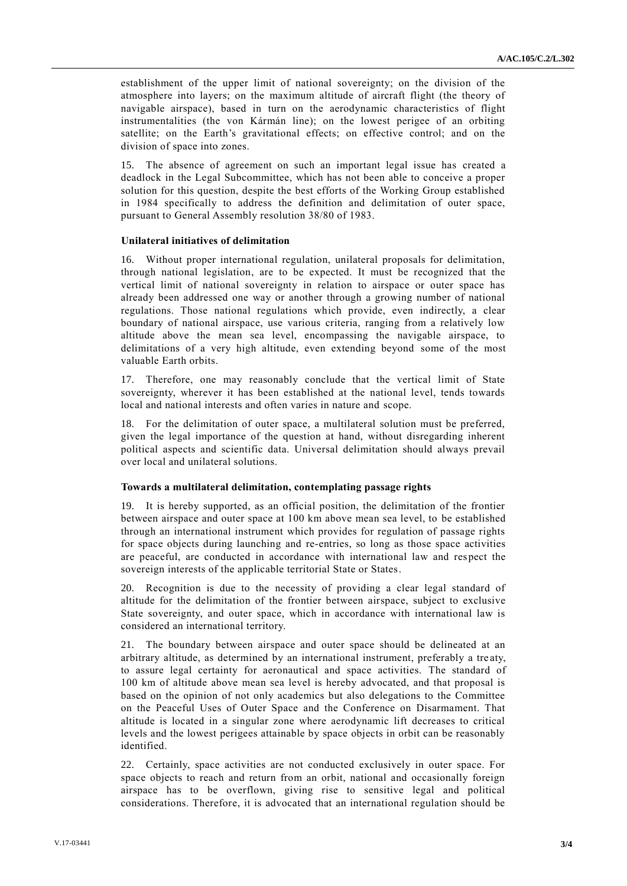establishment of the upper limit of national sovereignty; on the division of the atmosphere into layers; on the maximum altitude of aircraft flight (the theory of navigable airspace), based in turn on the aerodynamic characteristics of flight instrumentalities (the von Kármán line); on the lowest perigee of an orbiting satellite; on the Earth's gravitational effects; on effective control; and on the division of space into zones.

15. The absence of agreement on such an important legal issue has created a deadlock in the Legal Subcommittee, which has not been able to conceive a proper solution for this question, despite the best efforts of the Working Group established in 1984 specifically to address the definition and delimitation of outer space, pursuant to General Assembly resolution 38/80 of 1983.

### Unilateral initiatives of delimitation

16. Without proper international regulation, unilateral proposals for delimitation, through national legislation, are to be expected. It must be recognized that the vertical limit of national sovereignty in relation to airspace or outer space has already been addressed one way or another through a growing number of national regulations. Those national regulations which provide, even indirectly, a clear boundary of national airspace, use various criteria, ranging from a relatively low altitude above the mean sea level, encompassing the navigable airspace, to delimitations of a very high altitude, even extending beyond some of the most valuable Earth orbits.

17. Therefore, one may reasonably conclude that the vertical limit of State sovereignty, wherever it has been established at the national level, tends towards local and national interests and often varies in nature and scope.

18. For the delimitation of outer space, a multilateral solution must be preferred, given the legal importance of the question at hand, without disregarding inherent political aspects and scientific data. Universal delimitation should always prevail over local and unilateral solutions.

### Towards a multilateral delimitation, contemplating passage rights

19. It is hereby supported, as an official position, the delimitation of the frontier between airspace and outer space at 100 km above mean sea level, to be established through an international instrument which provides for regulation of passage rights for space objects during launching and re-entries, so long as those space activities are peaceful, are conducted in accordance with international law and respect the sovereign interests of the applicable territorial State or States.

20. Recognition is due to the necessity of providing a clear legal standard of altitude for the delimitation of the frontier between airspace, subject to exclusive State sovereignty, and outer space, which in accordance with international law is considered an international territory.

21. The boundary between airspace and outer space should be delineated at an arbitrary altitude, as determined by an international instrument, preferably a treaty, to assure legal certainty for aeronautical and space activities. The standard of 100 km of altitude above mean sea level is hereby advocated, and that proposal is based on the opinion of not only academics but also delegations to the Committee on the Peaceful Uses of Outer Space and the Conference on Disarmament. That altitude is located in a singular zone where aerodynamic lift decreases to critical levels and the lowest perigees attainable by space objects in orbit can be reasonably identified.

22. Certainly, space activities are not conducted exclusively in outer space. For space objects to reach and return from an orbit, national and occasionally foreign airspace has to be overflown, giving rise to sensitive legal and political considerations. Therefore, it is advocated that an international regulation should be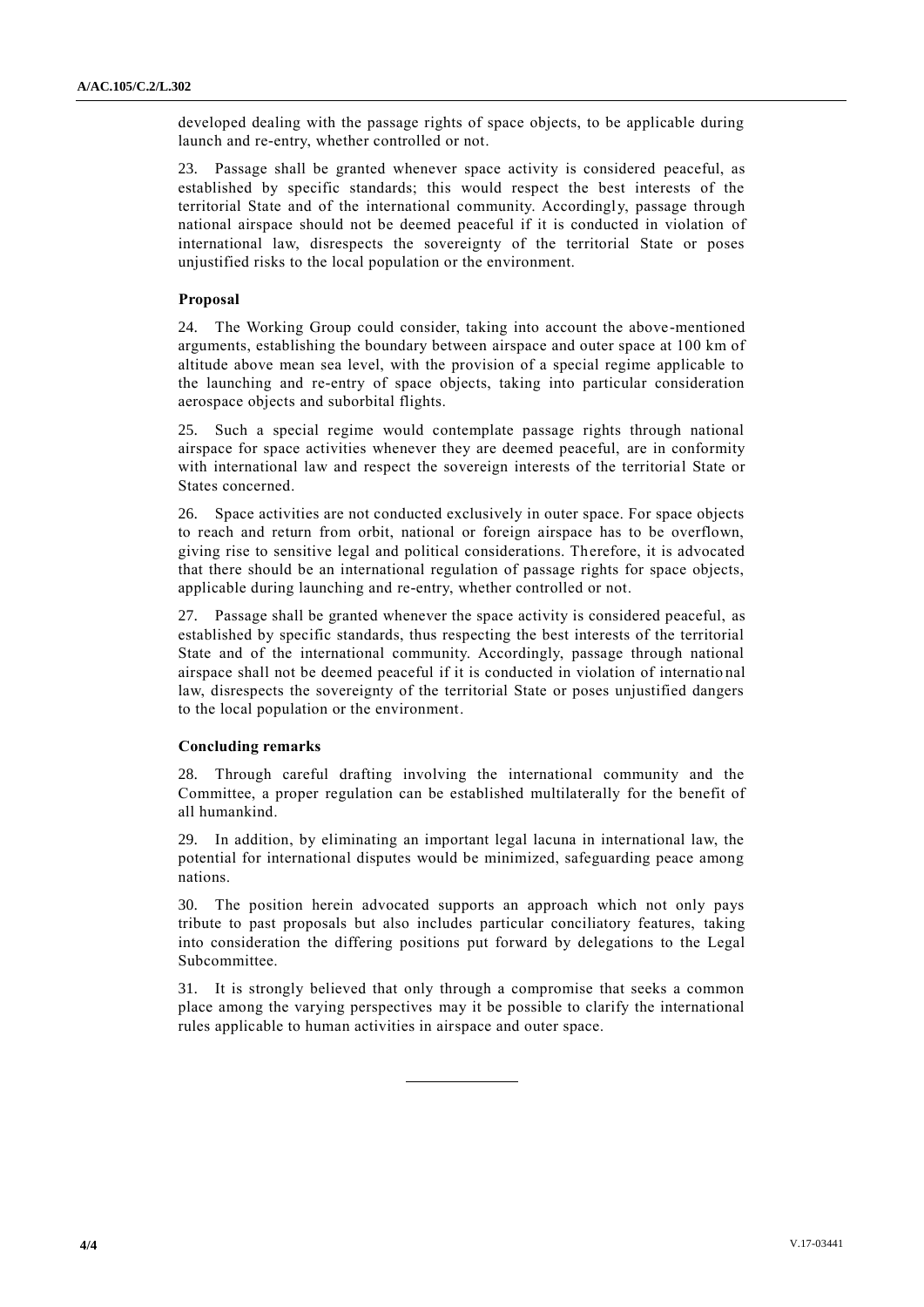developed dealing with the passage rights of space objects, to be applicable during launch and re-entry, whether controlled or not.

23. Passage shall be granted whenever space activity is considered peaceful, as established by specific standards; this would respect the best interests of the territorial State and of the international community. Accordingly, passage through national airspace should not be deemed peaceful if it is conducted in violation of international law, disrespects the sovereignty of the territorial State or poses unjustified risks to the local population or the environment.

### Proposal

24. The Working Group could consider, taking into account the above-mentioned arguments, establishing the boundary between airspace and outer space at 100 km of altitude above mean sea level, with the provision of a special regime applicable to the launching and re-entry of space objects, taking into particular consideration aerospace objects and suborbital flights.

25. Such a special regime would contemplate passage rights through national airspace for space activities whenever they are deemed peaceful, are in conformity with international law and respect the sovereign interests of the territorial State or States concerned.

26. Space activities are not conducted exclusively in outer space. For space objects to reach and return from orbit, national or foreign airspace has to be overflown, giving rise to sensitive legal and political considerations. Therefore, it is advocated that there should be an international regulation of passage rights for space objects, applicable during launching and re-entry, whether controlled or not.

27. Passage shall be granted whenever the space activity is considered peaceful, as established by specific standards, thus respecting the best interests of the territorial State and of the international community. Accordingly, passage through national airspace shall not be deemed peaceful if it is conducted in violation of international law, disrespects the sovereignty of the territorial State or poses unjustified dangers to the local population or the environment.

### Concluding remarks

28. Through careful drafting involving the international community and the Committee, a proper regulation can be established multilaterally for the benefit of all humankind.

29. In addition, by eliminating an important legal lacuna in international law, the potential for international disputes would be minimized, safeguarding peace among nations.

30. The position herein advocated supports an approach which not only pays tribute to past proposals but also includes particular conciliatory features, taking into consideration the differing positions put forward by delegations to the Legal Subcommittee.

31. It is strongly believed that only through a compromise that seeks a common place among the varying perspectives may it be possible to clarify the international rules applicable to human activities in airspace and outer space.